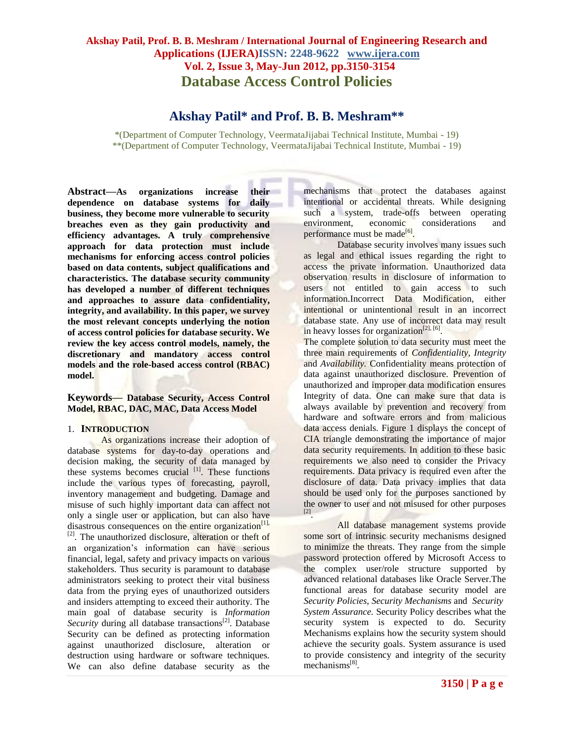# Database Access Control Policies

## Akshay Patil* and Prof. B. B. Meshram**

*(Department of Computer Technology, VeermataJijabai Technical Institute, Mumbai - 19)
**(Department of Computer Technology, VeermataJijabai Technical Institute, Mumbai - 19)

**Abstract—As organizations increase their dependence on database systems for daily business, they become more vulnerable to security breaches even as they gain productivity and efficiency advantages. A truly comprehensive approach for data protection must include mechanisms for enforcing access control policies based on data contents, subject qualifications and characteristics. The database security community has developed a number of different techniques and approaches to assure data confidentiality, integrity, and availability. In this paper, we survey the most relevant concepts underlying the notion of access control policies for database security. We review the key access control models, namely, the discretionary and mandatory access control models and the role-based access control (RBAC) model.**

**Keywords— Database Security, Access Control Model, RBAC, DAC, MAC, Data Access Model**

## 1. INTRODUCTION

As organizations increase their adoption of database systems for day-to-day operations and decision making, the security of data managed by these systems becomes crucial [1]. These functions include the various types of forecasting, payroll, inventory management and budgeting. Damage and misuse of such highly important data can affect not only a single user or application, but can also have disastrous consequences on the entire organization[1], [2]. The unauthorized disclosure, alteration or theft of an organization's information can have serious financial, legal, safety and privacy impacts on various stakeholders. Thus security is paramount to database administrators seeking to protect their vital business data from the prying eyes of unauthorized outsiders and insiders attempting to exceed their authority. The main goal of database security is *Information Security* during all database transactions[2]. Database Security can be defined as protecting information against unauthorized disclosure, alteration or destruction using hardware or software techniques. We can also define database security as the mechanisms that protect the databases against intentional or accidental threats. While designing such a system, trade-offs between operating environment, economic considerations and performance must be made[6].

Database security involves many issues such as legal and ethical issues regarding the right to access the private information. Unauthorized data observation results in disclosure of information to users not entitled to gain access to such information.Incorrect Data Modification, either intentional or unintentional result in an incorrect database state. Any use of incorrect data may result in heavy losses for organization[2], [6].

The complete solution to data security must meet the three main requirements of *Confidentiality*, *Integrity* and *Availability.* Confidentiality means protection of data against unauthorized disclosure. Prevention of unauthorized and improper data modification ensures Integrity of data. One can make sure that data is always available by prevention and recovery from hardware and software errors and from malicious data access denials. Figure 1 displays the concept of CIA triangle demonstrating the importance of major data security requirements. In addition to these basic requirements we also need to consider the Privacy requirements. Data privacy is required even after the disclosure of data. Data privacy implies that data should be used only for the purposes sanctioned by the owner to user and not misused for other purposes [2].

All database management systems provide some sort of intrinsic security mechanisms designed to minimize the threats. They range from the simple password protection offered by Microsoft Access to the complex user/role structure supported by advanced relational databases like Oracle Server.The functional areas for database security model are *Security Policies*, *Security Mechanisms* and *Security System Assurance.* Security Policy describes what the security system is expected to do. Security Mechanisms explains how the security system should achieve the security goals. System assurance is used to provide consistency and integrity of the security mechanisms[8].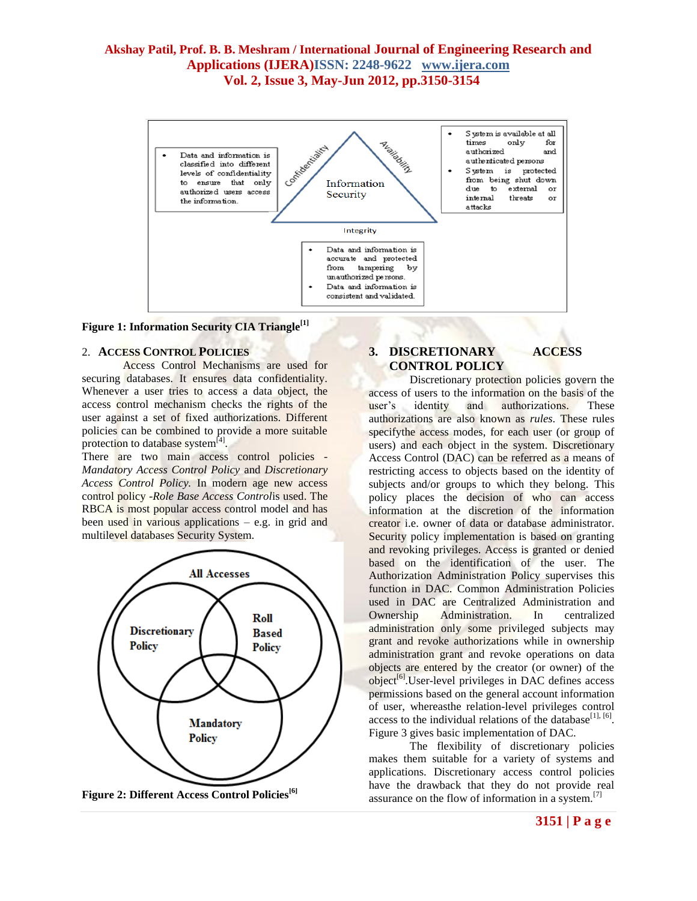Figure 1: Information Security CIA Triangle[1]

2. **ACCESS CONTROL POLICIES**

Access Control Mechanisms are used for securing databases. It ensures data confidentiality. Whenever a user tries to access a data object, the access control mechanism checks the rights of the user against a set of fixed authorizations. Different policies can be combined to provide a more suitable protection to database system[4].

There are two main access control policies - *Mandatory Access Control Policy* and *Discretionary Access Control Policy.* In modern age new access control policy -*Role Base Access Control*is used. The RBCA is most popular access control model and has been used in various applications – e.g. in grid and multilevel databases Security System.

Figure 2: Different Access Control Policies[6]

## 3. DISCRETIONARY ACCESS CONTROL POLICY

Discretionary protection policies govern the access of users to the information on the basis of the user's identity and authorizations. These authorizations are also known as *rules.* These rules specifythe access modes, for each user (or group of users) and each object in the system. Discretionary Access Control (DAC) can be referred as a means of restricting access to objects based on the identity of subjects and/or groups to which they belong. This policy places the decision of who can access information at the discretion of the information creator i.e. owner of data or database administrator. Security policy implementation is based on granting and revoking privileges. Access is granted or denied based on the identification of the user. The Authorization Administration Policy supervises this function in DAC. Common Administration Policies used in DAC are Centralized Administration and Ownership Administration. In centralized administration only some privileged subjects may grant and revoke authorizations while in ownership administration grant and revoke operations on data objects are entered by the creator (or owner) of the object[6].User-level privileges in DAC defines access permissions based on the general account information of user, whereasthe relation-level privileges control access to the individual relations of the database[1], [6]. Figure 3 gives basic implementation of DAC.

The flexibility of discretionary policies makes them suitable for a variety of systems and applications. Discretionary access control policies have the drawback that they do not provide real assurance on the flow of information in a system.[7]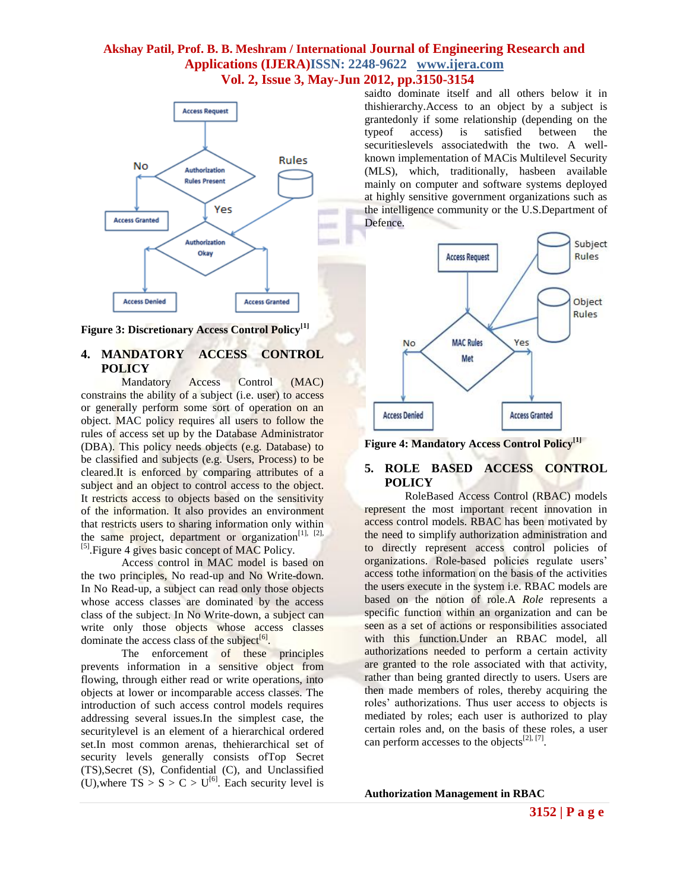Figure 3: Discretionary Access Control Policy[1]

## 4. MANDATORY ACCESS CONTROL POLICY

Mandatory Access Control (MAC) constrains the ability of a subject (i.e. user) to access or generally perform some sort of operation on an object. MAC policy requires all users to follow the rules of access set up by the Database Administrator (DBA). This policy needs objects (e.g. Database) to be classified and subjects (e.g. Users, Process) to be cleared.It is enforced by comparing attributes of a subject and an object to control access to the object. It restricts access to objects based on the sensitivity of the information. It also provides an environment that restricts users to sharing information only within the same project, department or organization[1], [2], [5].Figure 4 gives basic concept of MAC Policy.

Access control in MAC model is based on the two principles, No read-up and No Write-down. In No Read-up, a subject can read only those objects whose access classes are dominated by the access class of the subject. In No Write-down, a subject can write only those objects whose access classes dominate the access class of the subject[6].

The enforcement of these principles prevents information in a sensitive object from flowing, through either read or write operations, into objects at lower or incomparable access classes. The introduction of such access control models requires addressing several issues.In the simplest case, the securitylevel is an element of a hierarchical ordered set.In most common arenas, thehierarchical set of security levels generally consists ofTop Secret (TS),Secret (S), Confidential (C), and Unclassified (U),where TS > S > C > U[6]. Each security level is saidto dominate itself and all others below it in thishierarchy.Access to an object by a subject is grantedonly if some relationship (depending on the typeof access) is satisfied between the securitieslevels associatedwith the two. A well-known implementation of MACis Multilevel Security (MLS), which, traditionally, hasbeen available mainly on computer and software systems deployed at highly sensitive government organizations such as the intelligence community or the U.S.Department of Defence.

Figure 4: Mandatory Access Control Policy[1]

## 5. ROLE BASED ACCESS CONTROL POLICY

RoleBased Access Control (RBAC) models represent the most important recent innovation in access control models. RBAC has been motivated by the need to simplify authorization administration and to directly represent access control policies of organizations. Role-based policies regulate users' access tothe information on the basis of the activities the users execute in the system i.e. RBAC models are based on the notion of role.A *Role* represents a specific function within an organization and can be seen as a set of actions or responsibilities associated with this function.Under an RBAC model, all authorizations needed to perform a certain activity are granted to the role associated with that activity, rather than being granted directly to users. Users are then made members of roles, thereby acquiring the roles' authorizations. Thus user access to objects is mediated by roles; each user is authorized to play certain roles and, on the basis of these roles, a user can perform accesses to the objects[2], [7].

**Authorization Management in RBAC**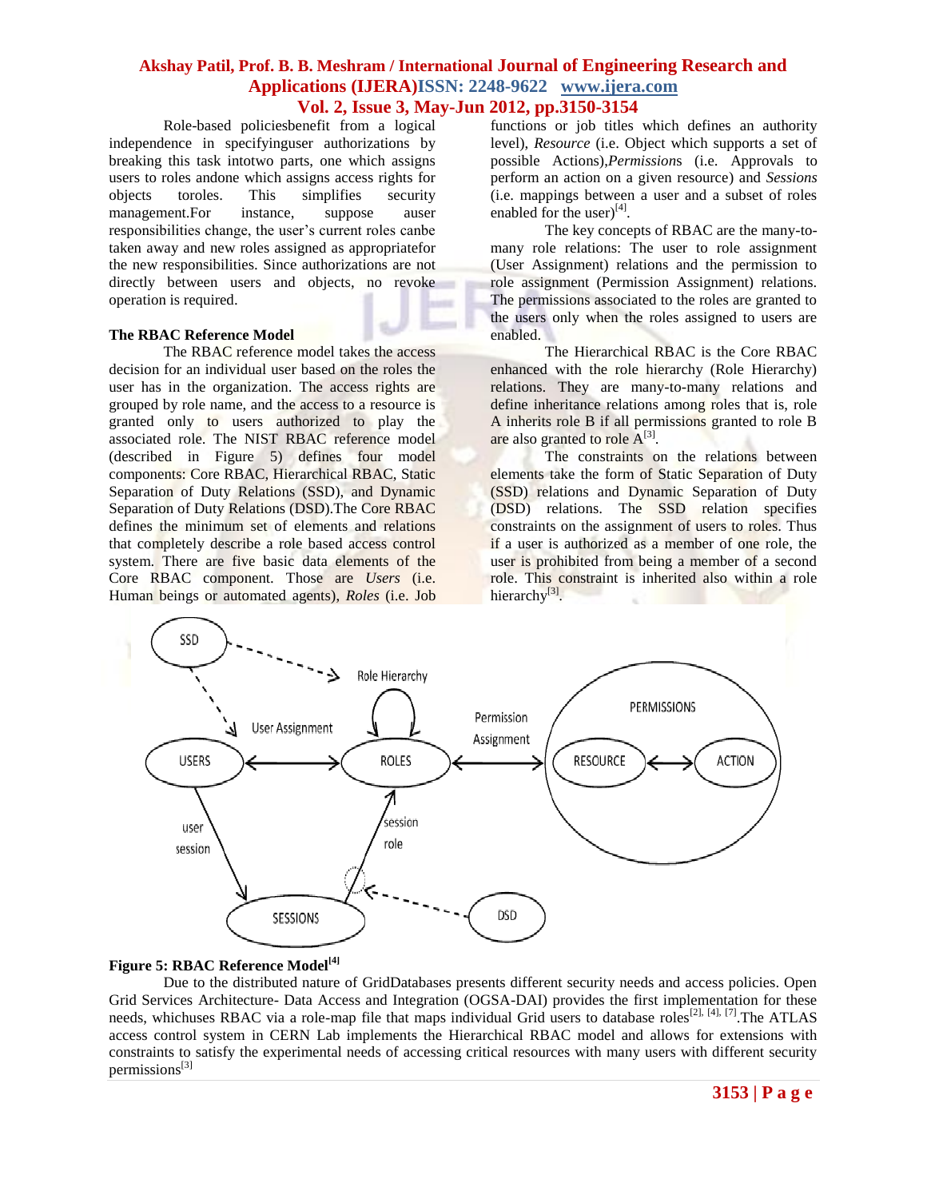Role-based policiesbenefit from a logical independence in specifyinguser authorizations by breaking this task intotwo parts, one which assigns users to roles andone which assigns access rights for objects toroles. This simplifies security management.For instance, suppose auser responsibilities change, the user's current roles canbe taken away and new roles assigned as appropriatefor the new responsibilities. Since authorizations are not directly between users and objects, no revoke operation is required.

**The RBAC Reference Model**

The RBAC reference model takes the access decision for an individual user based on the roles the user has in the organization. The access rights are grouped by role name, and the access to a resource is granted only to users authorized to play the associated role. The NIST RBAC reference model (described in Figure 5) defines four model components: Core RBAC, Hierarchical RBAC, Static Separation of Duty Relations (SSD), and Dynamic Separation of Duty Relations (DSD).The Core RBAC defines the minimum set of elements and relations that completely describe a role based access control system. There are five basic data elements of the Core RBAC component. Those are *Users* (i.e. Human beings or automated agents), *Roles* (i.e. Job functions or job titles which defines an authority level), *Resource* (i.e. Object which supports a set of possible Actions),*Permission*s (i.e. Approvals to perform an action on a given resource) and *Sessions* (i.e. mappings between a user and a subset of roles enabled for the user)[4].

The key concepts of RBAC are the many-to-many role relations: The user to role assignment (User Assignment) relations and the permission to role assignment (Permission Assignment) relations. The permissions associated to the roles are granted to the users only when the roles assigned to users are enabled.

The Hierarchical RBAC is the Core RBAC enhanced with the role hierarchy (Role Hierarchy) relations. They are many-to-many relations and define inheritance relations among roles that is, role A inherits role B if all permissions granted to role B are also granted to role A[3].

The constraints on the relations between elements take the form of Static Separation of Duty (SSD) relations and Dynamic Separation of Duty (DSD) relations. The SSD relation specifies constraints on the assignment of users to roles. Thus if a user is authorized as a member of one role, the user is prohibited from being a member of a second role. This constraint is inherited also within a role hierarchy[3].

**Figure 5: RBAC Reference Model[4]**

Due to the distributed nature of GridDatabases presents different security needs and access policies. Open Grid Services Architecture- Data Access and Integration (OGSA-DAI) provides the first implementation for these needs, whichuses RBAC via a role-map file that maps individual Grid users to database roles[2], [4], [7].The ATLAS access control system in CERN Lab implements the Hierarchical RBAC model and allows for extensions with constraints to satisfy the experimental needs of accessing critical resources with many users with different security permissions[3]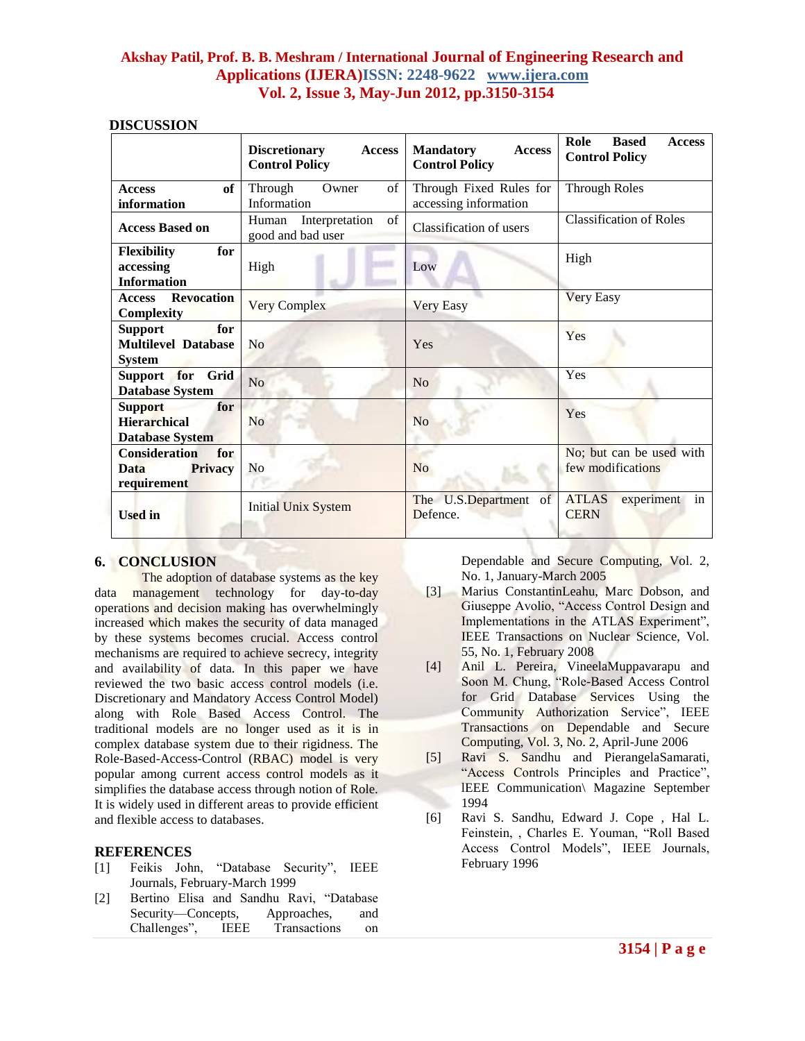**DISCUSSION**

| | Discretionary Access Control Policy | Mandatory Access Control Policy | Role Based Access Control Policy |
|---|---|---|---|
| **Access of information** | Through Owner of Information | Through Fixed Rules for accessing information | Through Roles |
| **Access Based on** | Human Interpretation of good and bad user | Classification of users | Classification of Roles |
| **Flexibility for accessing Information** | High | Low | High |
| **Access Revocation Complexity** | Very Complex | Very Easy | Very Easy |
| **Support for Multilevel Database System** | No | Yes | Yes |
| **Support for Grid Database System** | No | No | Yes |
| **Support for Hierarchical Database System** | No | No | Yes |
| **Consideration for Data Privacy requirement** | No | No | No; but can be used with few modifications |
| **Used in** | Initial Unix System | The U.S.Department of Defence. | ATLAS experiment in CERN |

## 6. CONCLUSION

The adoption of database systems as the key data management technology for day-to-day operations and decision making has overwhelmingly increased which makes the security of data managed by these systems becomes crucial. Access control mechanisms are required to achieve secrecy, integrity and availability of data. In this paper we have reviewed the two basic access control models (i.e. Discretionary and Mandatory Access Control Model) along with Role Based Access Control. The traditional models are no longer used as it is in complex database system due to their rigidness. The Role-Based-Access-Control (RBAC) model is very popular among current access control models as it simplifies the database access through notion of Role. It is widely used in different areas to provide efficient and flexible access to databases.

## REFERENCES

[1] Feikis John, "Database Security", IEEE Journals, February-March 1999

[2] Bertino Elisa and Sandhu Ravi, "Database Security—Concepts, Approaches, and Challenges", IEEE Transactions on Dependable and Secure Computing, Vol. 2, No. 1, January-March 2005

[3] Marius ConstantinLeahu, Marc Dobson, and Giuseppe Avolio, "Access Control Design and Implementations in the ATLAS Experiment", IEEE Transactions on Nuclear Science, Vol. 55, No. 1, February 2008

[4] Anil L. Pereira, VineelaMuppavarapu and Soon M. Chung, "Role-Based Access Control for Grid Database Services Using the Community Authorization Service", IEEE Transactions on Dependable and Secure Computing, Vol. 3, No. 2, April-June 2006

[5] Ravi S. Sandhu and PierangelaSamarati, "Access Controls Principles and Practice", IEEE Communication\ Magazine September 1994

[6] Ravi S. Sandhu, Edward J. Cope , Hal L. Feinstein, , Charles E. Youman, "Roll Based Access Control Models", IEEE Journals, February 1996